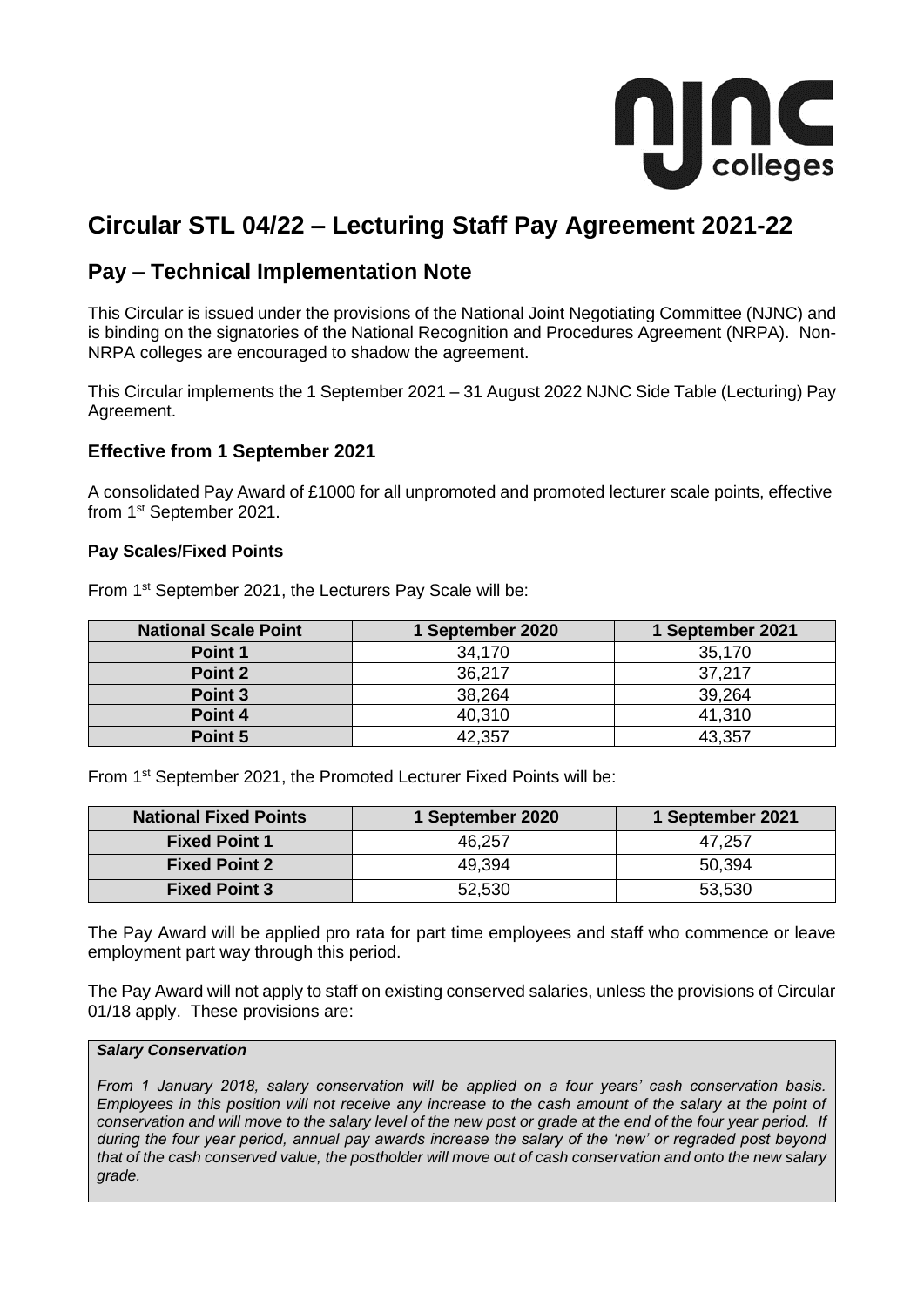# Circular STL 04/22 – Lecturing Staff Pay Agreement 2021-22

## Pay – Technical Implementation Note

This Circular is issued under the provisions of the National Joint Negotiating Committee (NJNC) and is binding on the signatories of the National Recognition and Procedures Agreement (NRPA). Non-NRPA colleges are encouraged to shadow the agreement.

This Circular implements the 1 September 2021 – 31 August 2022 NJNC Side Table (Lecturing) Pay Agreement.

### Effective from 1 September 2021

A consolidated Pay Award of £1000 for all unpromoted and promoted lecturer scale points, effective from 1st September 2021.

#### Pay Scales/Fixed Points

From 1st September 2021, the Lecturers Pay Scale will be:

| National Scale Point | 1 September 2020 | 1 September 2021 |
| --- | --- | --- |
| **Point 1** | 34,170 | 35,170 |
| **Point 2** | 36,217 | 37,217 |
| **Point 3** | 38,264 | 39,264 |
| **Point 4** | 40,310 | 41,310 |
| **Point 5** | 42,357 | 43,357 |

From 1st September 2021, the Promoted Lecturer Fixed Points will be:

| National Fixed Points | 1 September 2020 | 1 September 2021 |
| --- | --- | --- |
| **Fixed Point 1** | 46,257 | 47,257 |
| **Fixed Point 2** | 49,394 | 50,394 |
| **Fixed Point 3** | 52,530 | 53,530 |

The Pay Award will be applied pro rata for part time employees and staff who commence or leave employment part way through this period.

The Pay Award will not apply to staff on existing conserved salaries, unless the provisions of Circular 01/18 apply. These provisions are:

> ***Salary Conservation***
>
> *From 1 January 2018, salary conservation will be applied on a four years' cash conservation basis. Employees in this position will not receive any increase to the cash amount of the salary at the point of conservation and will move to the salary level of the new post or grade at the end of the four year period. If during the four year period, annual pay awards increase the salary of the 'new' or regraded post beyond that of the cash conserved value, the postholder will move out of cash conservation and onto the new salary grade.*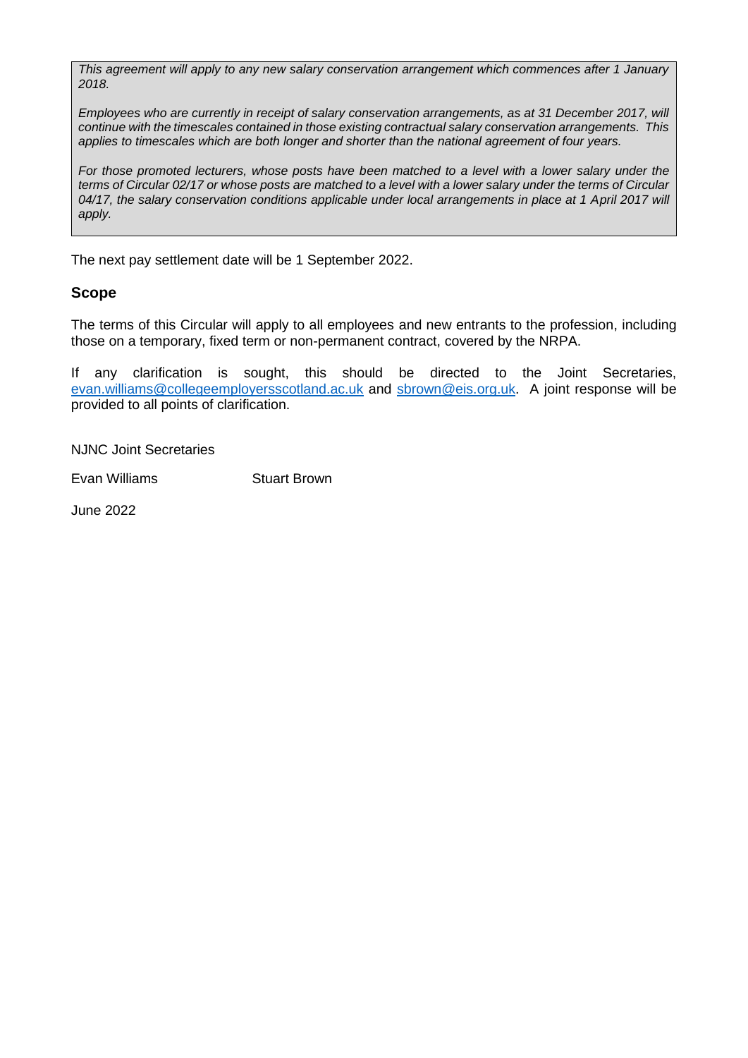*This agreement will apply to any new salary conservation arrangement which commences after 1 January 2018.*

*Employees who are currently in receipt of salary conservation arrangements, as at 31 December 2017, will continue with the timescales contained in those existing contractual salary conservation arrangements. This applies to timescales which are both longer and shorter than the national agreement of four years.*

*For those promoted lecturers, whose posts have been matched to a level with a lower salary under the terms of Circular 02/17 or whose posts are matched to a level with a lower salary under the terms of Circular 04/17, the salary conservation conditions applicable under local arrangements in place at 1 April 2017 will apply.*

The next pay settlement date will be 1 September 2022.

## Scope

The terms of this Circular will apply to all employees and new entrants to the profession, including those on a temporary, fixed term or non-permanent contract, covered by the NRPA.

If any clarification is sought, this should be directed to the Joint Secretaries, evan.williams@collegeemployersscotland.ac.uk and sbrown@eis.org.uk. A joint response will be provided to all points of clarification.

NJNC Joint Secretaries

Evan Williams Stuart Brown

June 2022